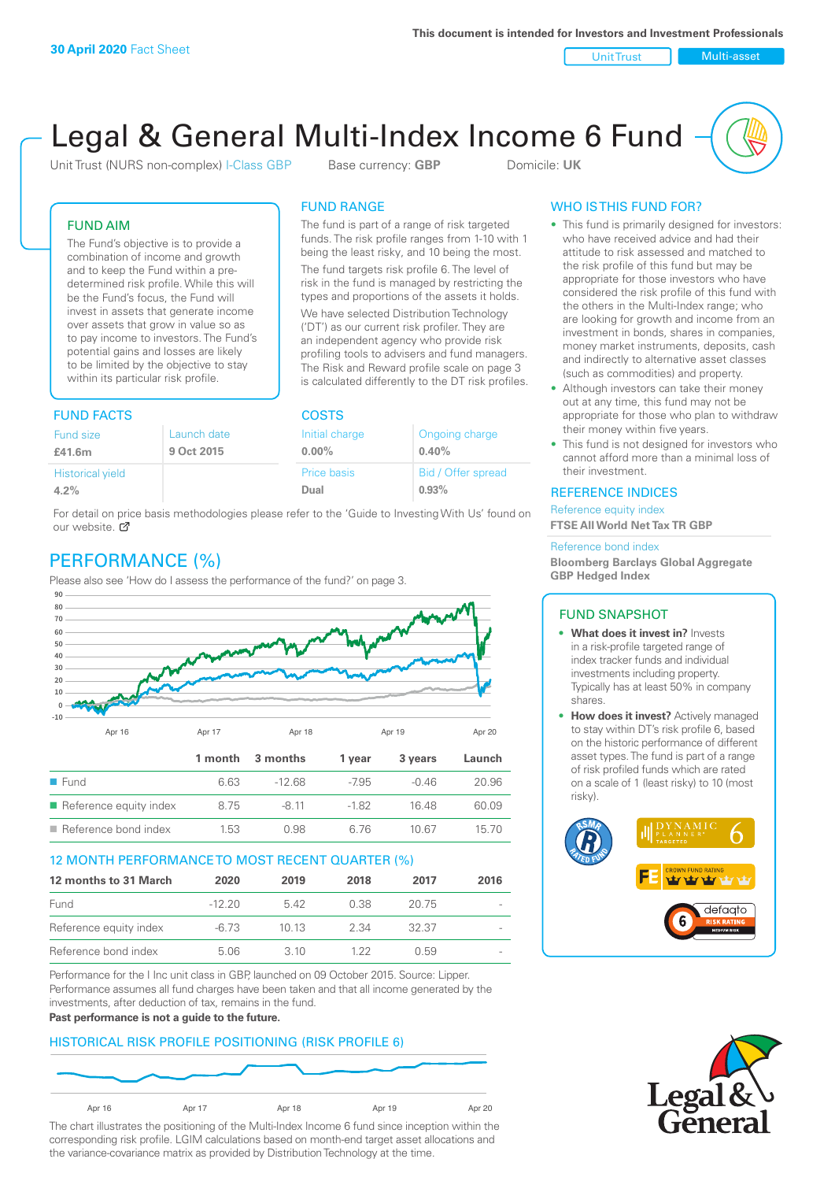30 April 2020 Fact Sheet

This document is intended for Investors and Investment Professionals

Unit Trust | Multi-asset

# Legal & General Multi-Index Income 6 Fund

Unit Trust (NURS non-complex) I-Class GBP    Base currency: **GBP**    Domicile: **UK**

## FUND AIM

The Fund's objective is to provide a combination of income and growth and to keep the Fund within a pre-determined risk profile. While this will be the Fund's focus, the Fund will invest in assets that generate income over assets that grow in value so as to pay income to investors. The Fund's potential gains and losses are likely to be limited by the objective to stay within its particular risk profile.

## FUND RANGE

The fund is part of a range of risk targeted funds. The risk profile ranges from 1-10 with 1 being the least risky, and 10 being the most.

The fund targets risk profile 6. The level of risk in the fund is managed by restricting the types and proportions of the assets it holds.

We have selected Distribution Technology ('DT') as our current risk profiler. They are an independent agency who provide risk profiling tools to advisers and fund managers. The Risk and Reward profile scale on page 3 is calculated differently to the DT risk profiles.

## FUND FACTS

| Fund size | Launch date |
|---|---|
| **£41.6m** | **9 Oct 2015** |
| Historical yield | |
| **4.2%** | |

## COSTS

| Initial charge | Ongoing charge |
|---|---|
| **0.00%** | **0.40%** |
| Price basis | Bid / Offer spread |
| **Dual** | **0.93%** |

For detail on price basis methodologies please refer to the 'Guide to Investing With Us' found on our website.

## WHO IS THIS FUND FOR?

- This fund is primarily designed for investors: who have received advice and had their attitude to risk assessed and matched to the risk profile of this fund but may be appropriate for those investors who have considered the risk profile of this fund with the others in the Multi-Index range; who are looking for growth and income from an investment in bonds, shares in companies, money market instruments, deposits, cash and indirectly to alternative asset classes (such as commodities) and property.
- Although investors can take their money out at any time, this fund may not be appropriate for those who plan to withdraw their money within five years.
- This fund is not designed for investors who cannot afford more than a minimal loss of their investment.

## REFERENCE INDICES

Reference equity index
**FTSE All World Net Tax TR GBP**

Reference bond index
**Bloomberg Barclays Global Aggregate GBP Hedged Index**

## PERFORMANCE (%)

Please also see 'How do I assess the performance of the fund?' on page 3.

| | 1 month | 3 months | 1 year | 3 years | Launch |
|---|---|---|---|---|---|
| Fund | 6.63 | -12.68 | -7.95 | -0.46 | 20.96 |
| Reference equity index | 8.75 | -8.11 | -1.82 | 16.48 | 60.09 |
| Reference bond index | 1.53 | 0.98 | 6.76 | 10.67 | 15.70 |

## 12 MONTH PERFORMANCE TO MOST RECENT QUARTER (%)

| 12 months to 31 March | 2020 | 2019 | 2018 | 2017 | 2016 |
|---|---|---|---|---|---|
| Fund | -12.20 | 5.42 | 0.38 | 20.75 | - |
| Reference equity index | -6.73 | 10.13 | 2.34 | 32.37 | - |
| Reference bond index | 5.06 | 3.10 | 1.22 | 0.59 | - |

Performance for the I Inc unit class in GBP, launched on 09 October 2015. Source: Lipper. Performance assumes all fund charges have been taken and that all income generated by the investments, after deduction of tax, remains in the fund.

**Past performance is not a guide to the future.**

## HISTORICAL RISK PROFILE POSITIONING (RISK PROFILE 6)

The chart illustrates the positioning of the Multi-Index Income 6 fund since inception within the corresponding risk profile. LGIM calculations based on month-end target asset allocations and the variance-covariance matrix as provided by Distribution Technology at the time.

## FUND SNAPSHOT

- **What does it invest in?** Invests in a risk-profile targeted range of index tracker funds and individual investments including property. Typically has at least 50% in company shares.
- **How does it invest?** Actively managed to stay within DT's risk profile 6, based on the historic performance of different asset types. The fund is part of a range of risk profiled funds which are rated on a scale of 1 (least risky) to 10 (most risky).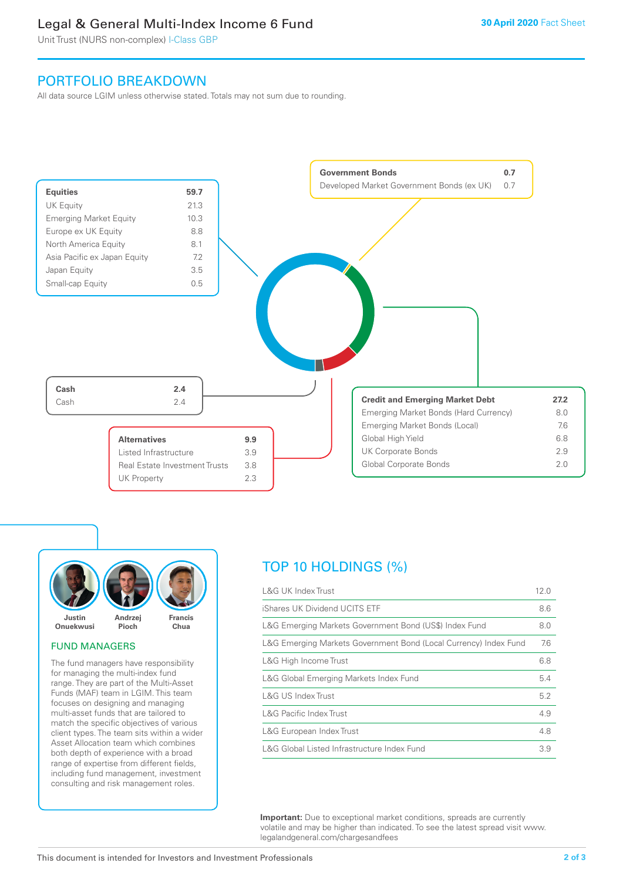# Legal & General Multi-Index Income 6 Fund

Unit Trust (NURS non-complex) I-Class GBP

**30 April 2020** Fact Sheet

## PORTFOLIO BREAKDOWN

All data source LGIM unless otherwise stated. Totals may not sum due to rounding.

| **Equities** | **59.7** |
|---|---|
| UK Equity | 21.3 |
| Emerging Market Equity | 10.3 |
| Europe ex UK Equity | 8.8 |
| North America Equity | 8.1 |
| Asia Pacific ex Japan Equity | 7.2 |
| Japan Equity | 3.5 |
| Small-cap Equity | 0.5 |

| **Government Bonds** | **0.7** |
|---|---|
| Developed Market Government Bonds (ex UK) | 0.7 |

| **Cash** | **2.4** |
|---|---|
| Cash | 2.4 |

| **Alternatives** | **9.9** |
|---|---|
| Listed Infrastructure | 3.9 |
| Real Estate Investment Trusts | 3.8 |
| UK Property | 2.3 |

| **Credit and Emerging Market Debt** | **27.2** |
|---|---|
| Emerging Market Bonds (Hard Currency) | 8.0 |
| Emerging Market Bonds (Local) | 7.6 |
| Global High Yield | 6.8 |
| UK Corporate Bonds | 2.9 |
| Global Corporate Bonds | 2.0 |

Justin Onuekwusi, Andrzej Pioch, Francis Chua

### FUND MANAGERS

The fund managers have responsibility for managing the multi-index fund range. They are part of the Multi-Asset Funds (MAF) team in LGIM. This team focuses on designing and managing multi-asset funds that are tailored to match the specific objectives of various client types. The team sits within a wider Asset Allocation team which combines both depth of experience with a broad range of expertise from different fields, including fund management, investment consulting and risk management roles.

## TOP 10 HOLDINGS (%)

| Holding | % |
|---|---|
| L&G UK Index Trust | 12.0 |
| iShares UK Dividend UCITS ETF | 8.6 |
| L&G Emerging Markets Government Bond (US$) Index Fund | 8.0 |
| L&G Emerging Markets Government Bond (Local Currency) Index Fund | 7.6 |
| L&G High Income Trust | 6.8 |
| L&G Global Emerging Markets Index Fund | 5.4 |
| L&G US Index Trust | 5.2 |
| L&G Pacific Index Trust | 4.9 |
| L&G European Index Trust | 4.8 |
| L&G Global Listed Infrastructure Index Fund | 3.9 |

**Important:** Due to exceptional market conditions, spreads are currently volatile and may be higher than indicated. To see the latest spread visit www.legalandgeneral.com/chargesandfees

This document is intended for Investors and Investment Professionals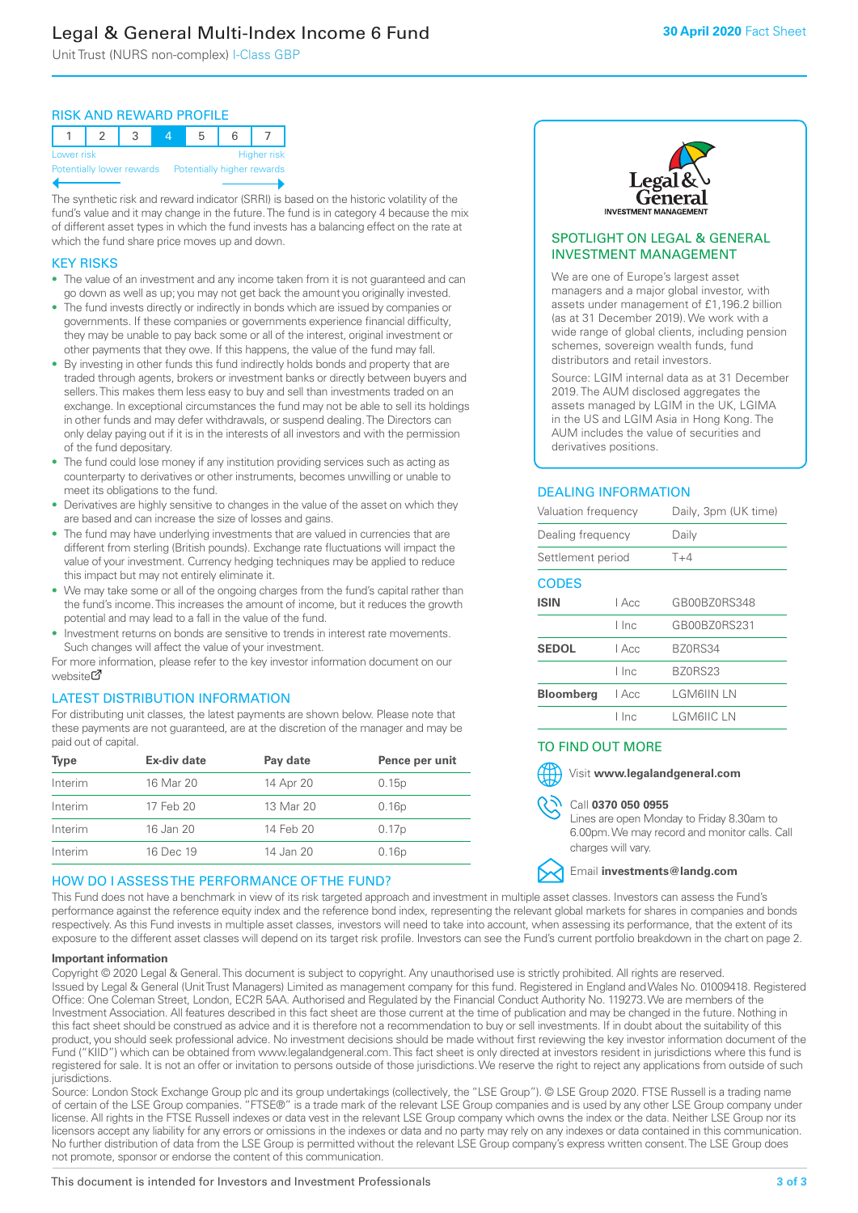# Legal & General Multi-Index Income 6 Fund

Unit Trust (NURS non-complex) I-Class GBP

30 April 2020 Fact Sheet

## RISK AND REWARD PROFILE

| 1 | 2 | 3 | 4 | 5 | 6 | 7 |
|---|---|---|---|---|---|---|

Lower risk — Higher risk

Potentially lower rewards — Potentially higher rewards

The synthetic risk and reward indicator (SRRI) is based on the historic volatility of the fund's value and it may change in the future. The fund is in category 4 because the mix of different asset types in which the fund invests has a balancing effect on the rate at which the fund share price moves up and down.

## KEY RISKS

- The value of an investment and any income taken from it is not guaranteed and can go down as well as up; you may not get back the amount you originally invested.
- The fund invests directly or indirectly in bonds which are issued by companies or governments. If these companies or governments experience financial difficulty, they may be unable to pay back some or all of the interest, original investment or other payments that they owe. If this happens, the value of the fund may fall.
- By investing in other funds this fund indirectly holds bonds and property that are traded through agents, brokers or investment banks or directly between buyers and sellers. This makes them less easy to buy and sell than investments traded on an exchange. In exceptional circumstances the fund may not be able to sell its holdings in other funds and may defer withdrawals, or suspend dealing. The Directors can only delay paying out if it is in the interests of all investors and with the permission of the fund depositary.
- The fund could lose money if any institution providing services such as acting as counterparty to derivatives or other instruments, becomes unwilling or unable to meet its obligations to the fund.
- Derivatives are highly sensitive to changes in the value of the asset on which they are based and can increase the size of losses and gains.
- The fund may have underlying investments that are valued in currencies that are different from sterling (British pounds). Exchange rate fluctuations will impact the value of your investment. Currency hedging techniques may be applied to reduce this impact but may not entirely eliminate it.
- We may take some or all of the ongoing charges from the fund's capital rather than the fund's income. This increases the amount of income, but it reduces the growth potential and may lead to a fall in the value of the fund.
- Investment returns on bonds are sensitive to trends in interest rate movements. Such changes will affect the value of your investment.

For more information, please refer to the key investor information document on our website

## LATEST DISTRIBUTION INFORMATION

For distributing unit classes, the latest payments are shown below. Please note that these payments are not guaranteed, are at the discretion of the manager and may be paid out of capital.

| Type | Ex-div date | Pay date | Pence per unit |
|---|---|---|---|
| Interim | 16 Mar 20 | 14 Apr 20 | 0.15p |
| Interim | 17 Feb 20 | 13 Mar 20 | 0.16p |
| Interim | 16 Jan 20 | 14 Feb 20 | 0.17p |
| Interim | 16 Dec 19 | 14 Jan 20 | 0.16p |

## SPOTLIGHT ON LEGAL & GENERAL INVESTMENT MANAGEMENT

We are one of Europe's largest asset managers and a major global investor, with assets under management of £1,196.2 billion (as at 31 December 2019). We work with a wide range of global clients, including pension schemes, sovereign wealth funds, fund distributors and retail investors.

Source: LGIM internal data as at 31 December 2019. The AUM disclosed aggregates the assets managed by LGIM in the UK, LGIMA in the US and LGIM Asia in Hong Kong. The AUM includes the value of securities and derivatives positions.

## DEALING INFORMATION

| | |
|---|---|
| Valuation frequency | Daily, 3pm (UK time) |
| Dealing frequency | Daily |
| Settlement period | T+4 |

## CODES

| | | |
|---|---|---|
| **ISIN** | I Acc | GB00BZ0RS348 |
| | I Inc | GB00BZ0RS231 |
| **SEDOL** | I Acc | BZ0RS34 |
| | I Inc | BZ0RS23 |
| **Bloomberg** | I Acc | LGM6IIN LN |
| | I Inc | LGM6IIC LN |

## TO FIND OUT MORE

Visit **www.legalandgeneral.com**

Call **0370 050 0955**
Lines are open Monday to Friday 8.30am to 6.00pm. We may record and monitor calls. Call charges will vary.

Email **investments@landg.com**

## HOW DO I ASSESS THE PERFORMANCE OF THE FUND?

This Fund does not have a benchmark in view of its risk targeted approach and investment in multiple asset classes. Investors can assess the Fund's performance against the reference equity index and the reference bond index, representing the relevant global markets for shares in companies and bonds respectively. As this Fund invests in multiple asset classes, investors will need to take into account, when assessing its performance, that the extent of its exposure to the different asset classes will depend on its target risk profile. Investors can see the Fund's current portfolio breakdown in the chart on page 2.

### Important information

Copyright © 2020 Legal & General. This document is subject to copyright. Any unauthorised use is strictly prohibited. All rights are reserved. Issued by Legal & General (Unit Trust Managers) Limited as management company for this fund. Registered in England and Wales No. 01009418. Registered Office: One Coleman Street, London, EC2R 5AA. Authorised and Regulated by the Financial Conduct Authority No. 119273. We are members of the Investment Association. All features described in this fact sheet are those current at the time of publication and may be changed in the future. Nothing in this fact sheet should be construed as advice and it is therefore not a recommendation to buy or sell investments. If in doubt about the suitability of this product, you should seek professional advice. No investment decisions should be made without first reviewing the key investor information document of the Fund ("KIID") which can be obtained from www.legalandgeneral.com. This fact sheet is only directed at investors resident in jurisdictions where this fund is registered for sale. It is not an offer or invitation to persons outside of those jurisdictions. We reserve the right to reject any applications from outside of such jurisdictions.

Source: London Stock Exchange Group plc and its group undertakings (collectively, the "LSE Group"). © LSE Group 2020. FTSE Russell is a trading name of certain of the LSE Group companies. "FTSE®" is a trade mark of the relevant LSE Group companies and is used by any other LSE Group company under license. All rights in the FTSE Russell indexes or data vest in the relevant LSE Group company which owns the index or the data. Neither LSE Group nor its licensors accept any liability for any errors or omissions in the indexes or data and no party may rely on any indexes or data contained in this communication. No further distribution of data from the LSE Group is permitted without the relevant LSE Group company's express written consent. The LSE Group does not promote, sponsor or endorse the content of this communication.

This document is intended for Investors and Investment Professionals